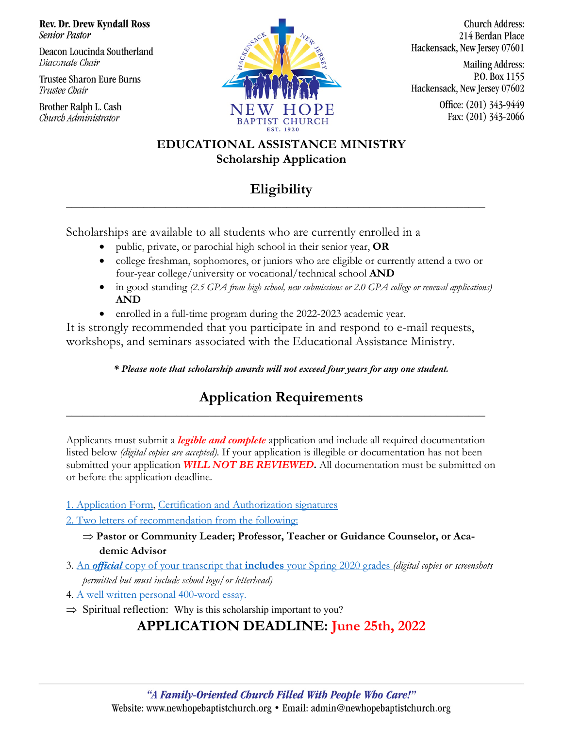**Rev. Dr. Drew Kyndall Ross**
*Senior Pastor*

Deacon Loucinda Southerland
*Diaconate Chair*

Trustee Sharon Eure Burns
*Trustee Chair*

Brother Ralph L. Cash
*Church Administrator*

NEW HOPE BAPTIST CHURCH
EST. 1920

Church Address:
214 Berdan Place
Hackensack, New Jersey 07601

Mailing Address:
P.O. Box 1155
Hackensack, New Jersey 07602

Office: (201) 343-9449
Fax: (201) 343-2066

# EDUCATIONAL ASSISTANCE MINISTRY
## Scholarship Application

## Eligibility

Scholarships are available to all students who are currently enrolled in a

- public, private, or parochial high school in their senior year, **OR**
- college freshman, sophomores, or juniors who are eligible or currently attend a two or four-year college/university or vocational/technical school **AND**
- in good standing *(2.5 GPA from high school, new submissions or 2.0 GPA college or renewal applications)* **AND**
- enrolled in a full-time program during the 2022-2023 academic year.

It is strongly recommended that you participate in and respond to e-mail requests, workshops, and seminars associated with the Educational Assistance Ministry.

***\* Please note that scholarship awards will not exceed four years for any one student.***

## Application Requirements

Applicants must submit a ***legible and complete*** application and include all required documentation listed below *(digital copies are accepted)*. If your application is illegible or documentation has not been submitted your application ***WILL NOT BE REVIEWED***. All documentation must be submitted on or before the application deadline.

1. Application Form, Certification and Authorization signatures
2. Two letters of recommendation from the following:
   ⇒ **Pastor or Community Leader; Professor, Teacher or Guidance Counselor, or Academic Advisor**
3. An ***official*** copy of your transcript that **includes** your Spring 2020 grades *(digital copies or screenshots permitted but must include school logo/or letterhead)*
4. A well written personal 400-word essay.

⇒ Spiritual reflection: Why is this scholarship important to you?

**APPLICATION DEADLINE: June 25th, 2022**

***"A Family-Oriented Church Filled With People Who Care!"***
Website: www.newhopebaptistchurch.org • Email: admin@newhopebaptistchurch.org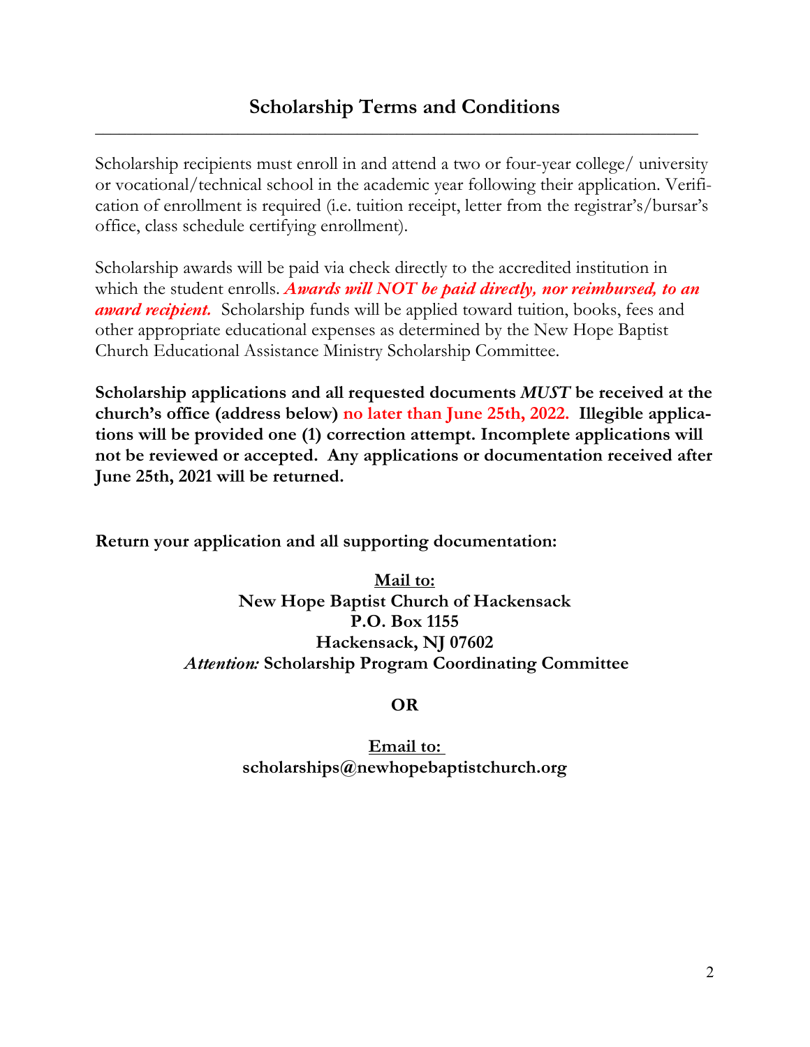## Scholarship Terms and Conditions

---

Scholarship recipients must enroll in and attend a two or four-year college/ university or vocational/technical school in the academic year following their application. Verification of enrollment is required (i.e. tuition receipt, letter from the registrar's/bursar's office, class schedule certifying enrollment).

Scholarship awards will be paid via check directly to the accredited institution in which the student enrolls. ***Awards will NOT be paid directly, nor reimbursed, to an award recipient.*** Scholarship funds will be applied toward tuition, books, fees and other appropriate educational expenses as determined by the New Hope Baptist Church Educational Assistance Ministry Scholarship Committee.

**Scholarship applications and all requested documents *MUST* be received at the church's office (address below) no later than June 25th, 2022. Illegible applications will be provided one (1) correction attempt. Incomplete applications will not be reviewed or accepted. Any applications or documentation received after June 25th, 2021 will be returned.**

**Return your application and all supporting documentation:**

**Mail to:**
**New Hope Baptist Church of Hackensack**
**P.O. Box 1155**
**Hackensack, NJ 07602**
***Attention:* Scholarship Program Coordinating Committee**

**OR**

**Email to:**
**scholarships@newhopebaptistchurch.org**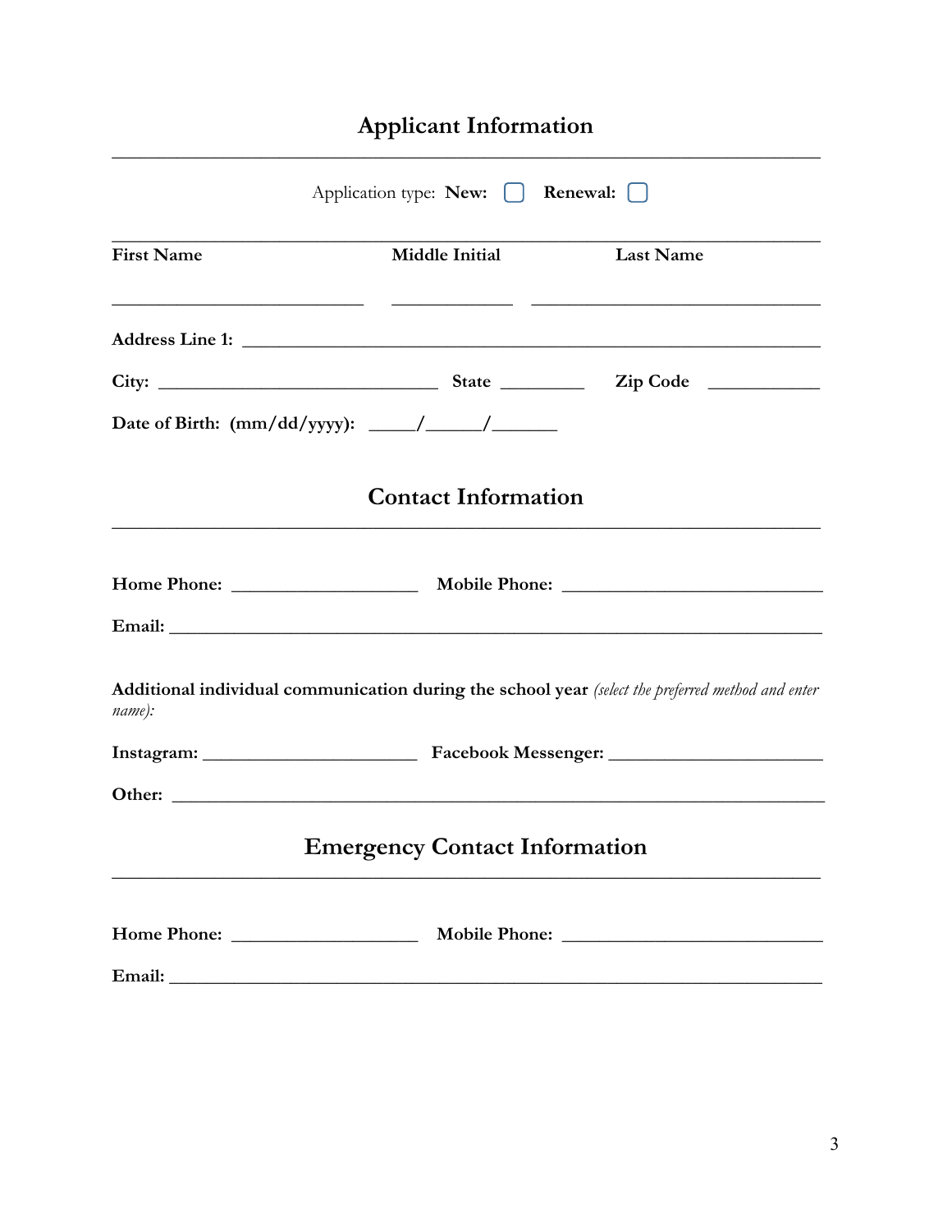## Applicant Information

Application type: **New:** ☐ **Renewal:** ☐

| **First Name** | **Middle Initial** | **Last Name** |
|---|---|---|
| ____________________________ | _____________ | ______________________________ |

**Address Line 1:** ________________________________________________________________

**City:** ______________________________ **State** _________ **Zip Code** ___________

**Date of Birth: (mm/dd/yyyy):** _____/______/_______

## Contact Information

**Home Phone:** ____________________ **Mobile Phone:** ___________________________

**Email:** ________________________________________________________________________

**Additional individual communication during the school year** *(select the preferred method and enter name):*

**Instagram:** _______________________ **Facebook Messenger:** ______________________

**Other:** ________________________________________________________________________

## Emergency Contact Information

**Home Phone:** ____________________ **Mobile Phone:** ___________________________

**Email:** ________________________________________________________________________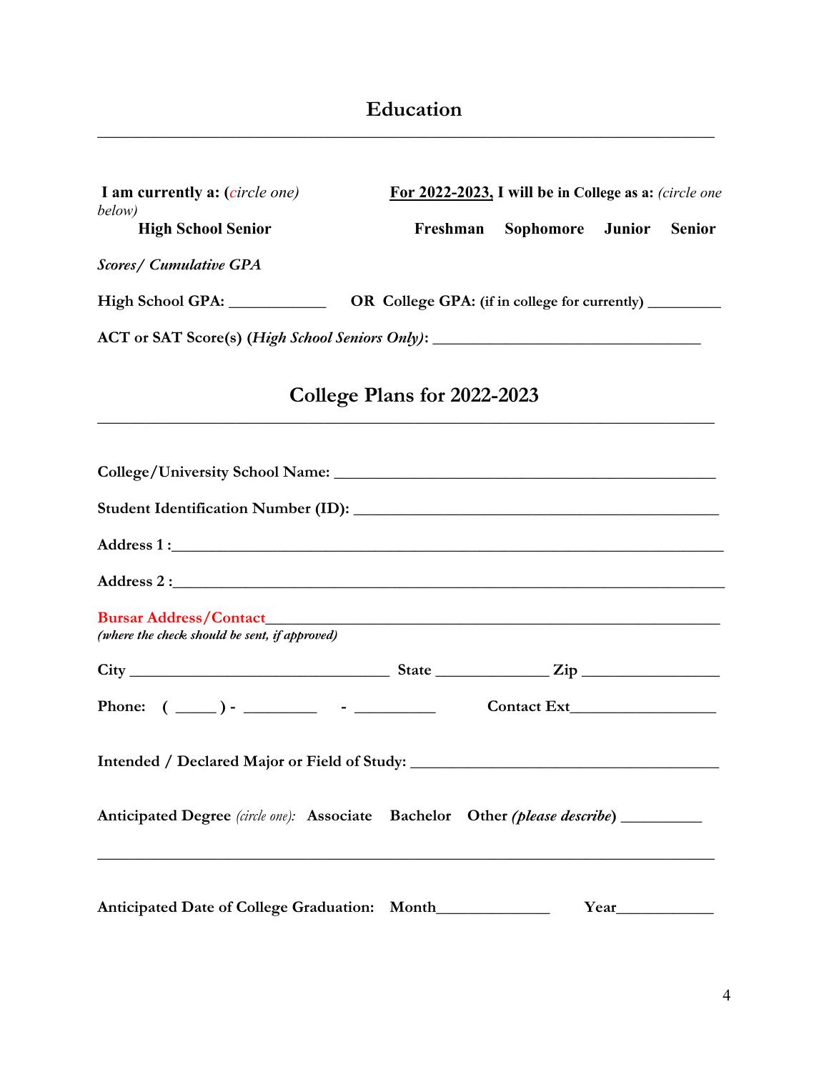## Education

---

**I am currently a:** (*circle one below*)

**High School Senior**

**For 2022-2023, I will be in College as a:** (*circle one*)

**Freshman** **Sophomore** **Junior** **Senior**

***Scores/ Cumulative GPA***

**High School GPA:** ____________ **OR College GPA: (if in college for currently)** _________

**ACT or SAT Score(s) (*High School Seniors Only*):** __________________________________

## College Plans for 2022-2023

---

**College/University School Name:** ________________________________________________

**Student Identification Number (ID):** ____________________________________________

**Address 1 :**______________________________________________________________________

**Address 2 :**______________________________________________________________________

**Bursar Address/Contact**___________________________________________________________
***(where the check should be sent, if approved)***

**City** _________________________________ **State** ______________ **Zip** ________________

**Phone:** **(** _____ **) -** _________ **-** __________ **Contact Ext**_________________

**Intended / Declared Major or Field of Study:** _____________________________________

**Anticipated Degree** (*circle one*): **Associate** **Bachelor** **Other (*please describe*)** __________

______________________________________________________________________________

**Anticipated Date of College Graduation:** **Month**______________ **Year**____________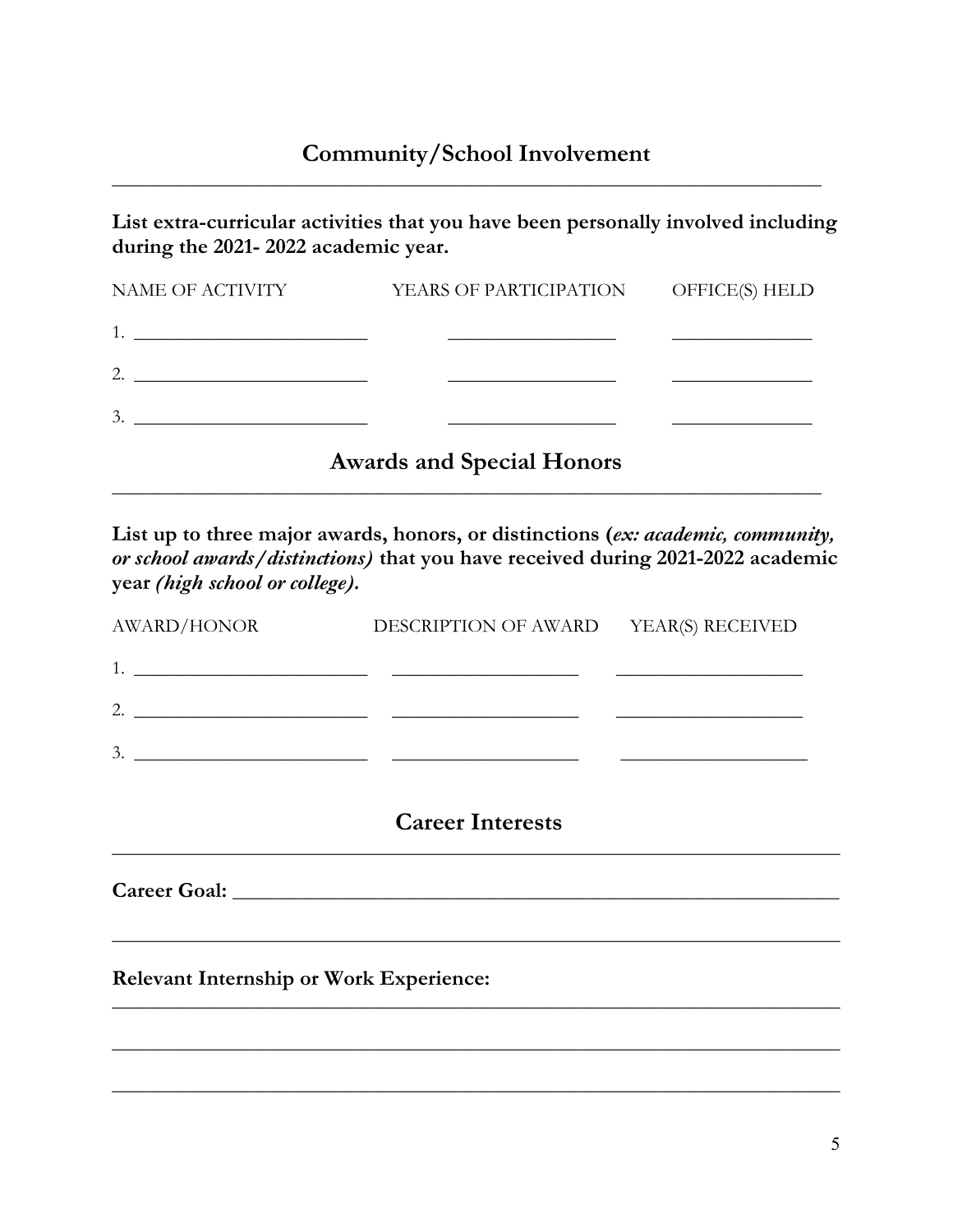## Community/School Involvement

**List extra-curricular activities that you have been personally involved including during the 2021- 2022 academic year.**

| NAME OF ACTIVITY | YEARS OF PARTICIPATION | OFFICE(S) HELD |
|---|---|---|
| 1. ________________________ | __________________ | ______________ |
| 2. ________________________ | __________________ | ______________ |
| 3. ________________________ | __________________ | ______________ |

## Awards and Special Honors

**List up to three major awards, honors, or distinctions (*ex: academic, community, or school awards/distinctions*) that you have received during 2021-2022 academic year *(high school or college).***

| AWARD/HONOR | DESCRIPTION OF AWARD | YEAR(S) RECEIVED |
|---|---|---|
| 1. ________________________ | ___________________ | ___________________ |
| 2. ________________________ | ___________________ | ___________________ |
| 3. ________________________ | ___________________ | ___________________ |

## Career Interests

**Career Goal:** ______________________________________________________

_____________________________________________________________________

**Relevant Internship or Work Experience:**

_____________________________________________________________________

_____________________________________________________________________

_____________________________________________________________________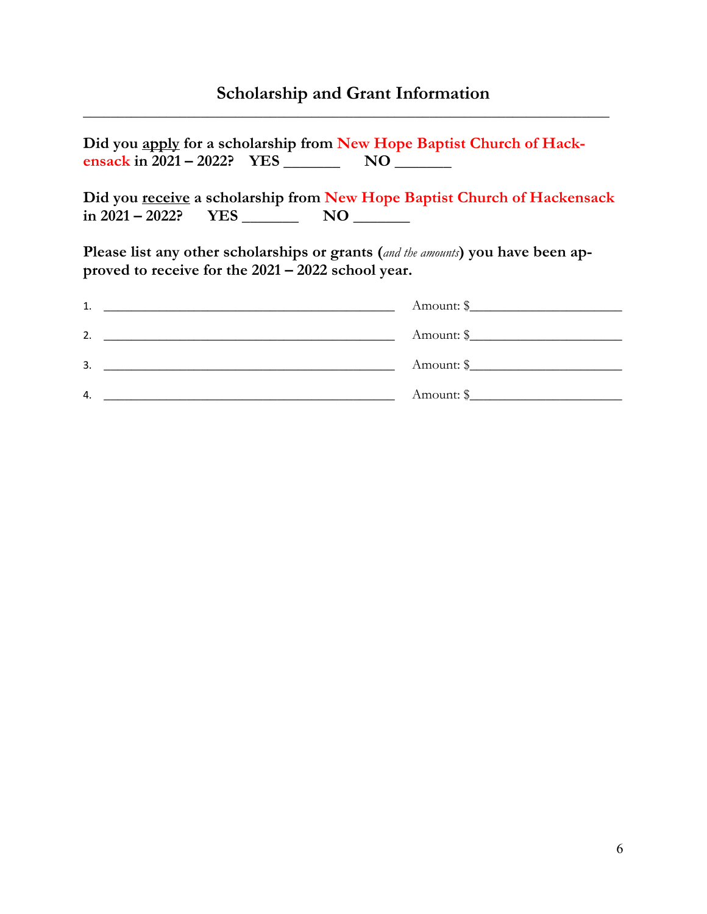## Scholarship and Grant Information

---

**Did you <u>apply</u> for a scholarship from New Hope Baptist Church of Hackensack in 2021 – 2022? YES _______ NO _______**

**Did you <u>receive</u> a scholarship from New Hope Baptist Church of Hackensack in 2021 – 2022? YES _______ NO _______**

**Please list any other scholarships or grants (*and the amounts*) you have been approved to receive for the 2021 – 2022 school year.**

1. ____________________________________________ Amount: $______________________
2. ____________________________________________ Amount: $______________________
3. ____________________________________________ Amount: $______________________
4. ____________________________________________ Amount: $______________________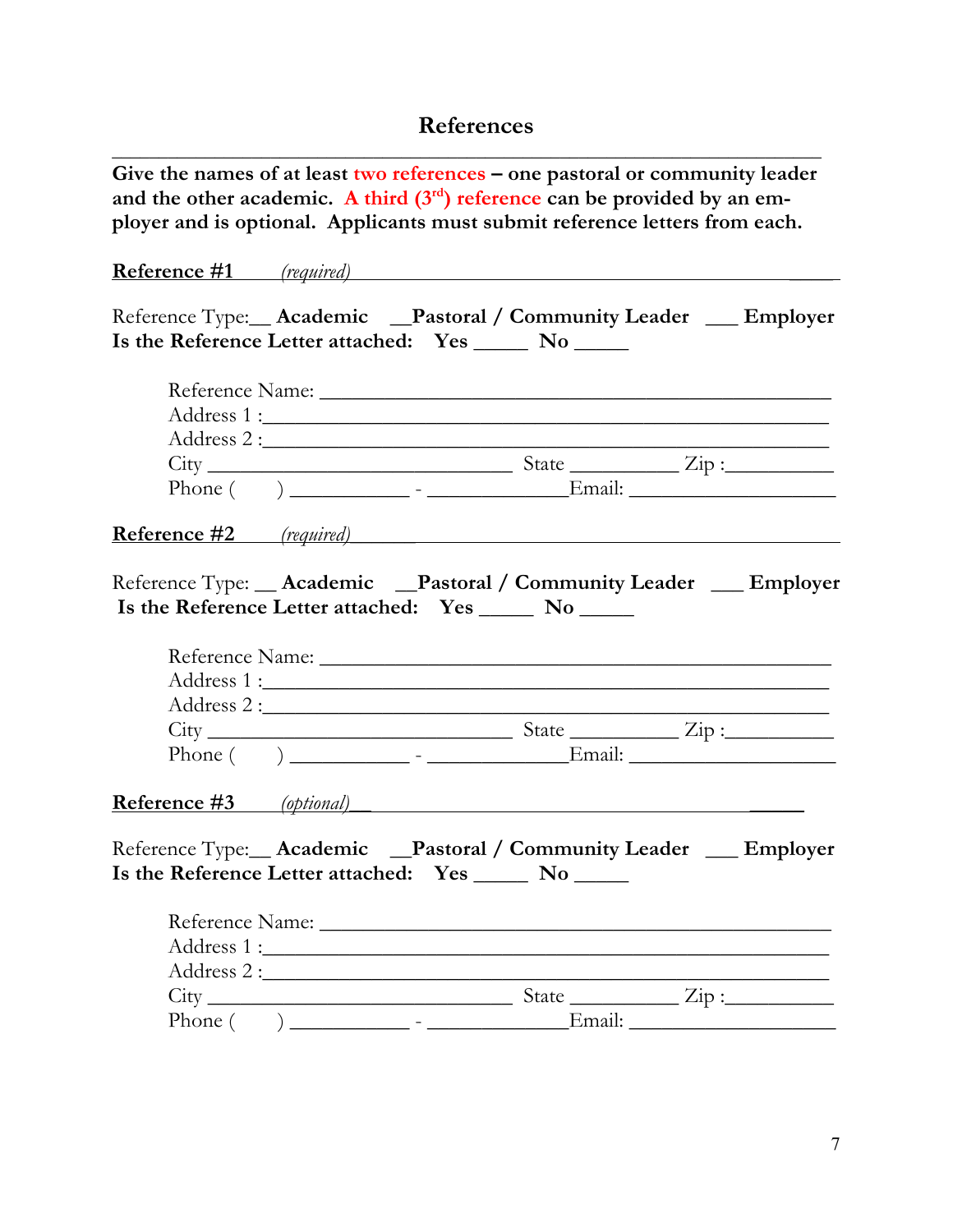## References

**Give the names of at least two references – one pastoral or community leader and the other academic. A third (3rd) reference can be provided by an employer and is optional. Applicants must submit reference letters from each.**

**Reference #1** *(required)*

Reference Type:__ **Academic** __**Pastoral / Community Leader** ___ **Employer**
**Is the Reference Letter attached: Yes _____ No _____**

Reference Name: ______________________________________________
Address 1 :_________________________________________________
Address 2 :_________________________________________________
City ____________________________ State __________ Zip :__________
Phone (     ) __________ - ____________Email: __________________

**Reference #2** *(required)*

Reference Type: __ **Academic** __**Pastoral / Community Leader** ___ **Employer**
**Is the Reference Letter attached: Yes _____ No _____**

Reference Name: ______________________________________________
Address 1 :_________________________________________________
Address 2 :_________________________________________________
City ____________________________ State __________ Zip :__________
Phone (     ) __________ - ____________Email: __________________

**Reference #3** *(optional)*

Reference Type:__ **Academic** __**Pastoral / Community Leader** ___ **Employer**
**Is the Reference Letter attached: Yes _____ No _____**

Reference Name: ______________________________________________
Address 1 :_________________________________________________
Address 2 :_________________________________________________
City ____________________________ State __________ Zip :__________
Phone (     ) __________ - ____________Email: __________________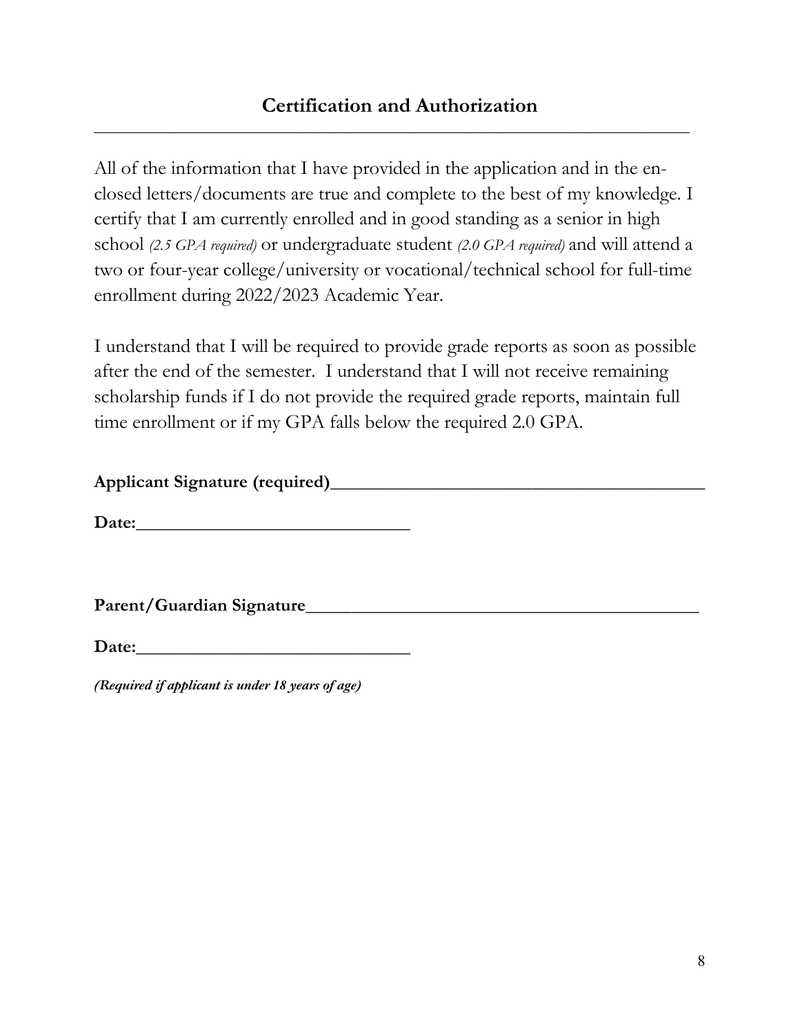## Certification and Authorization

---

All of the information that I have provided in the application and in the enclosed letters/documents are true and complete to the best of my knowledge. I certify that I am currently enrolled and in good standing as a senior in high school *(2.5 GPA required)* or undergraduate student *(2.0 GPA required)* and will attend a two or four-year college/university or vocational/technical school for full-time enrollment during 2022/2023 Academic Year.

I understand that I will be required to provide grade reports as soon as possible after the end of the semester. I understand that I will not receive remaining scholarship funds if I do not provide the required grade reports, maintain full time enrollment or if my GPA falls below the required 2.0 GPA.

**Applicant Signature (required)**________________________________________

**Date:**______________________________

**Parent/Guardian Signature**____________________________________________

**Date:**______________________________

***(Required if applicant is under 18 years of age)***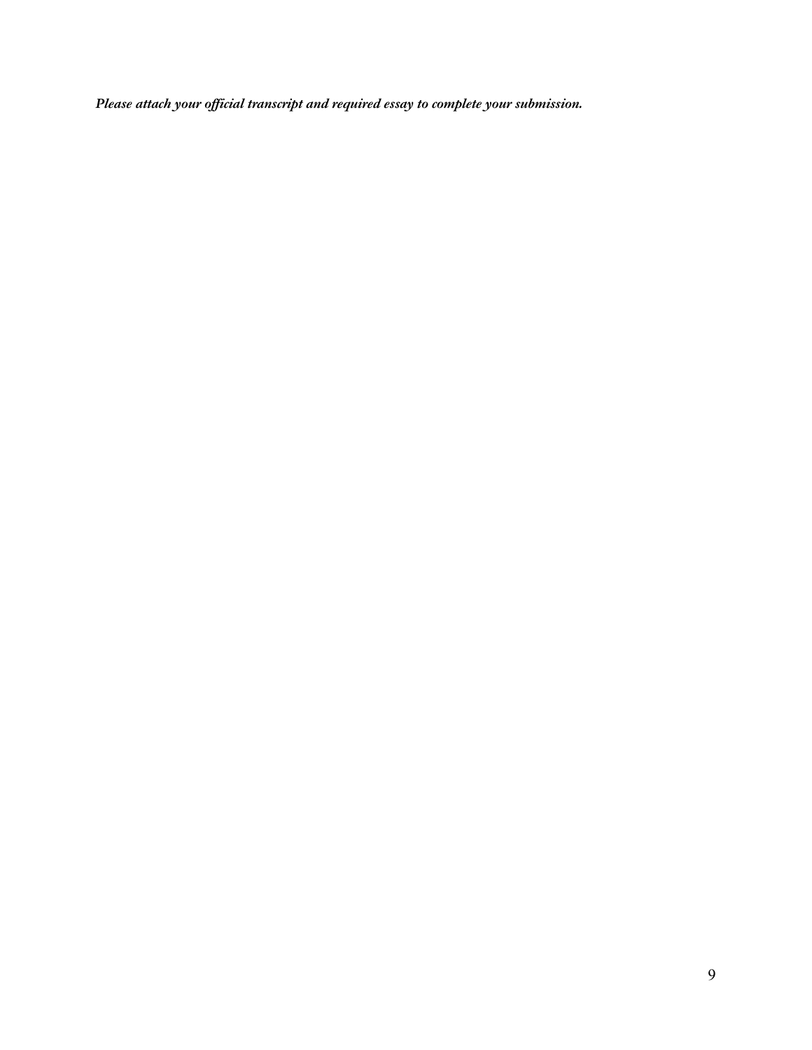***Please attach your official transcript and required essay to complete your submission.***